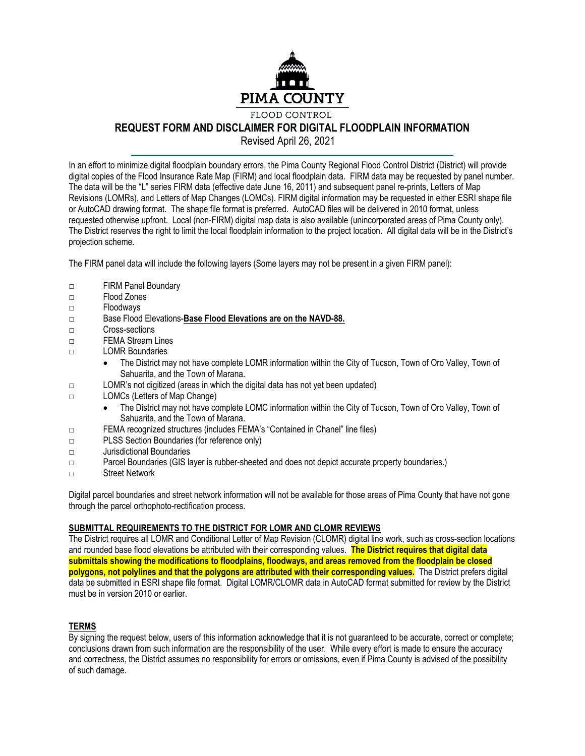PIMA COUNTY

FLOOD CONTROL

# REQUEST FORM AND DISCLAIMER FOR DIGITAL FLOODPLAIN INFORMATION

Revised April 26, 2021

In an effort to minimize digital floodplain boundary errors, the Pima County Regional Flood Control District (District) will provide digital copies of the Flood Insurance Rate Map (FIRM) and local floodplain data. FIRM data may be requested by panel number. The data will be the "L" series FIRM data (effective date June 16, 2011) and subsequent panel re-prints, Letters of Map Revisions (LOMRs), and Letters of Map Changes (LOMCs). FIRM digital information may be requested in either ESRI shape file or AutoCAD drawing format. The shape file format is preferred. AutoCAD files will be delivered in 2010 format, unless requested otherwise upfront. Local (non-FIRM) digital map data is also available (unincorporated areas of Pima County only). The District reserves the right to limit the local floodplain information to the project location. All digital data will be in the District's projection scheme.

The FIRM panel data will include the following layers (Some layers may not be present in a given FIRM panel):

- □ FIRM Panel Boundary
- □ Flood Zones
- □ Floodways
- □ Base Flood Elevations-**Base Flood Elevations are on the NAVD-88.**
- □ Cross-sections
- □ FEMA Stream Lines
- □ LOMR Boundaries
  - The District may not have complete LOMR information within the City of Tucson, Town of Oro Valley, Town of Sahuarita, and the Town of Marana.
- □ LOMR's not digitized (areas in which the digital data has not yet been updated)
- □ LOMCs (Letters of Map Change)
  - The District may not have complete LOMC information within the City of Tucson, Town of Oro Valley, Town of Sahuarita, and the Town of Marana.
- □ FEMA recognized structures (includes FEMA's "Contained in Chanel" line files)
- □ PLSS Section Boundaries (for reference only)
- □ Jurisdictional Boundaries
- □ Parcel Boundaries (GIS layer is rubber-sheeted and does not depict accurate property boundaries.)
- □ Street Network

Digital parcel boundaries and street network information will not be available for those areas of Pima County that have not gone through the parcel orthophoto-rectification process.

## SUBMITTAL REQUIREMENTS TO THE DISTRICT FOR LOMR AND CLOMR REVIEWS

The District requires all LOMR and Conditional Letter of Map Revision (CLOMR) digital line work, such as cross-section locations and rounded base flood elevations be attributed with their corresponding values. **The District requires that digital data submittals showing the modifications to floodplains, floodways, and areas removed from the floodplain be closed polygons, not polylines and that the polygons are attributed with their corresponding values.** The District prefers digital data be submitted in ESRI shape file format. Digital LOMR/CLOMR data in AutoCAD format submitted for review by the District must be in version 2010 or earlier.

## TERMS

By signing the request below, users of this information acknowledge that it is not guaranteed to be accurate, correct or complete; conclusions drawn from such information are the responsibility of the user. While every effort is made to ensure the accuracy and correctness, the District assumes no responsibility for errors or omissions, even if Pima County is advised of the possibility of such damage.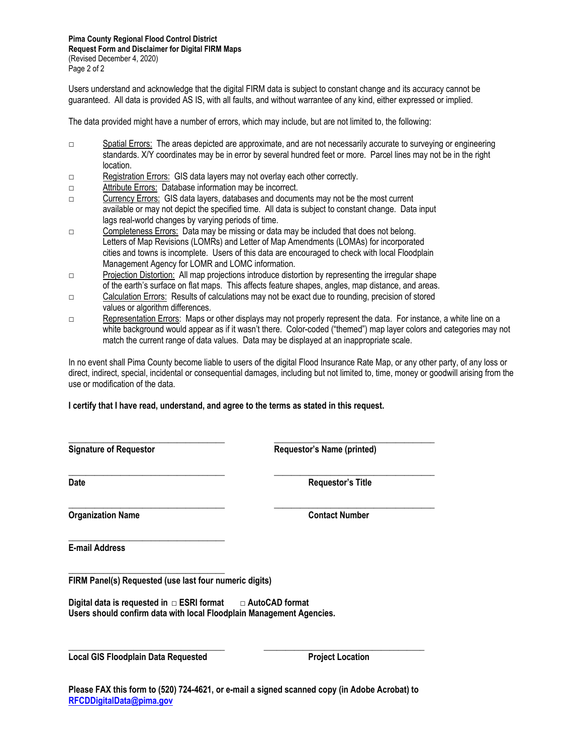Users understand and acknowledge that the digital FIRM data is subject to constant change and its accuracy cannot be guaranteed. All data is provided AS IS, with all faults, and without warrantee of any kind, either expressed or implied.

The data provided might have a number of errors, which may include, but are not limited to, the following:

- □ Spatial Errors: The areas depicted are approximate, and are not necessarily accurate to surveying or engineering standards. X/Y coordinates may be in error by several hundred feet or more. Parcel lines may not be in the right location.
- □ Registration Errors: GIS data layers may not overlay each other correctly.
- □ Attribute Errors: Database information may be incorrect.
- □ Currency Errors: GIS data layers, databases and documents may not be the most current available or may not depict the specified time. All data is subject to constant change. Data input lags real-world changes by varying periods of time.
- □ Completeness Errors: Data may be missing or data may be included that does not belong. Letters of Map Revisions (LOMRs) and Letter of Map Amendments (LOMAs) for incorporated cities and towns is incomplete. Users of this data are encouraged to check with local Floodplain Management Agency for LOMR and LOMC information.
- □ Projection Distortion: All map projections introduce distortion by representing the irregular shape of the earth's surface on flat maps. This affects feature shapes, angles, map distance, and areas.
- □ Calculation Errors: Results of calculations may not be exact due to rounding, precision of stored values or algorithm differences.
- □ Representation Errors: Maps or other displays may not properly represent the data. For instance, a white line on a white background would appear as if it wasn't there. Color-coded ("themed") map layer colors and categories may not match the current range of data values. Data may be displayed at an inappropriate scale.

In no event shall Pima County become liable to users of the digital Flood Insurance Rate Map, or any other party, of any loss or direct, indirect, special, incidental or consequential damages, including but not limited to, time, money or goodwill arising from the use or modification of the data.

**I certify that I have read, understand, and agree to the terms as stated in this request.**

\_\_\_\_\_\_\_\_\_\_\_\_\_\_\_\_\_\_\_\_\_\_\_\_\_\_\_\_\_\_\_\_\_\_\_
**Signature of Requestor**

\_\_\_\_\_\_\_\_\_\_\_\_\_\_\_\_\_\_\_\_\_\_\_\_\_\_\_\_\_\_\_\_\_\_\_
**Requestor's Name (printed)**

\_\_\_\_\_\_\_\_\_\_\_\_\_\_\_\_\_\_\_\_\_\_\_\_\_\_\_\_\_\_\_\_\_\_\_
**Date**

\_\_\_\_\_\_\_\_\_\_\_\_\_\_\_\_\_\_\_\_\_\_\_\_\_\_\_\_\_\_\_\_\_\_\_
**Requestor's Title**

\_\_\_\_\_\_\_\_\_\_\_\_\_\_\_\_\_\_\_\_\_\_\_\_\_\_\_\_\_\_\_\_\_\_\_
**Organization Name**

\_\_\_\_\_\_\_\_\_\_\_\_\_\_\_\_\_\_\_\_\_\_\_\_\_\_\_\_\_\_\_\_\_\_\_
**Contact Number**

\_\_\_\_\_\_\_\_\_\_\_\_\_\_\_\_\_\_\_\_\_\_\_\_\_\_\_\_\_\_\_\_\_\_\_
**E-mail Address**

\_\_\_\_\_\_\_\_\_\_\_\_\_\_\_\_\_\_\_\_\_\_\_\_\_\_\_\_\_\_\_\_\_\_\_
**FIRM Panel(s) Requested (use last four numeric digits)**

**Digital data is requested in □ ESRI format □ AutoCAD format**
**Users should confirm data with local Floodplain Management Agencies.**

\_\_\_\_\_\_\_\_\_\_\_\_\_\_\_\_\_\_\_\_\_\_\_\_\_\_\_\_\_\_\_\_\_\_\_
**Local GIS Floodplain Data Requested**

\_\_\_\_\_\_\_\_\_\_\_\_\_\_\_\_\_\_\_\_\_\_\_\_\_\_\_\_\_\_\_\_\_\_\_
**Project Location**

**Please FAX this form to (520) 724-4621, or e-mail a signed scanned copy (in Adobe Acrobat) to RFCDDigitalData@pima.gov**